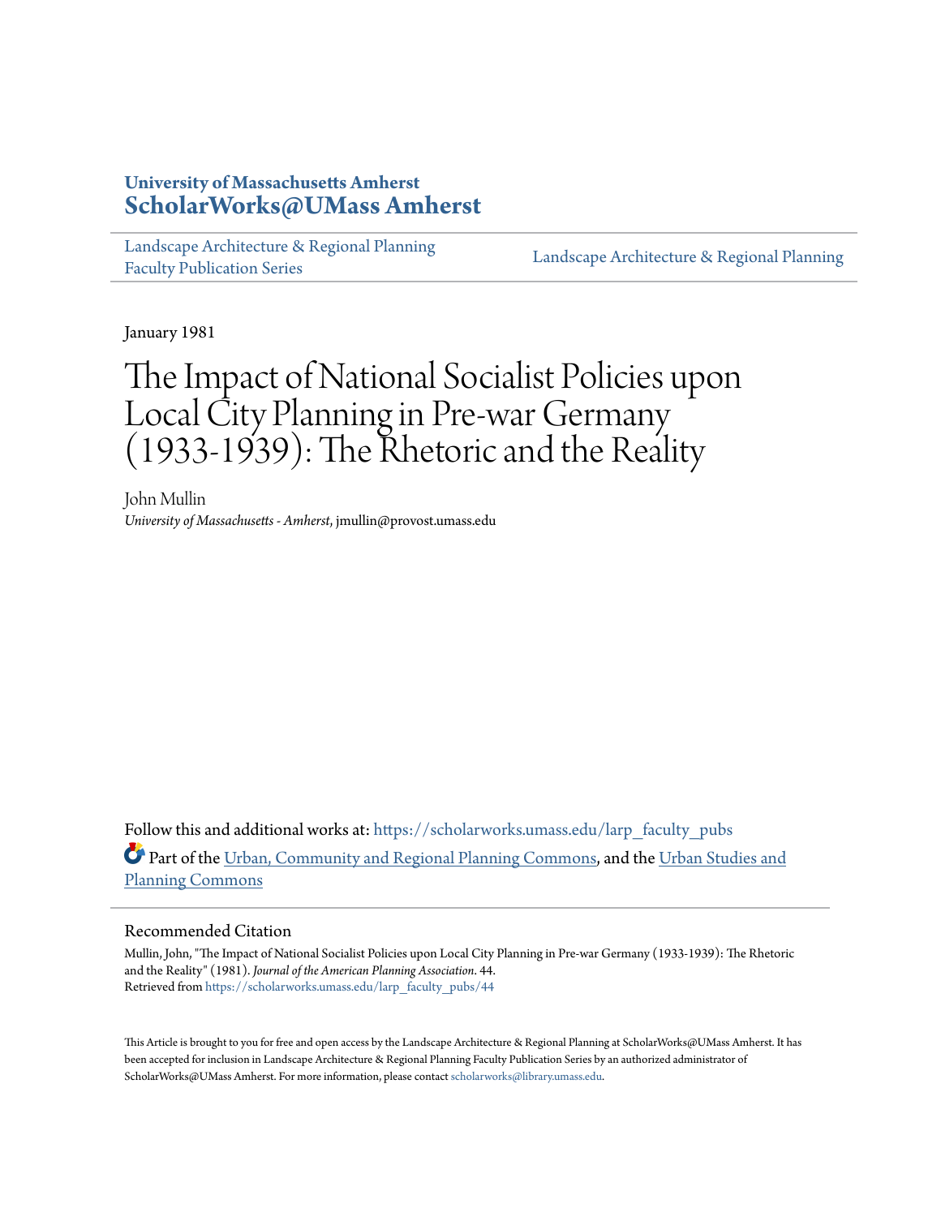University of Massachusetts Amherst
**ScholarWorks@UMass Amherst**

Landscape Architecture & Regional Planning Faculty Publication Series | Landscape Architecture & Regional Planning

January 1981

# The Impact of National Socialist Policies upon Local City Planning in Pre-war Germany (1933-1939): The Rhetoric and the Reality

John Mullin
*University of Massachusetts - Amherst*, jmullin@provost.umass.edu

Follow this and additional works at: https://scholarworks.umass.edu/larp_faculty_pubs

Part of the Urban, Community and Regional Planning Commons, and the Urban Studies and Planning Commons

## Recommended Citation

Mullin, John, "The Impact of National Socialist Policies upon Local City Planning in Pre-war Germany (1933-1939): The Rhetoric and the Reality" (1981). *Journal of the American Planning Association*. 44.
Retrieved from https://scholarworks.umass.edu/larp_faculty_pubs/44

This Article is brought to you for free and open access by the Landscape Architecture & Regional Planning at ScholarWorks@UMass Amherst. It has been accepted for inclusion in Landscape Architecture & Regional Planning Faculty Publication Series by an authorized administrator of ScholarWorks@UMass Amherst. For more information, please contact scholarworks@library.umass.edu.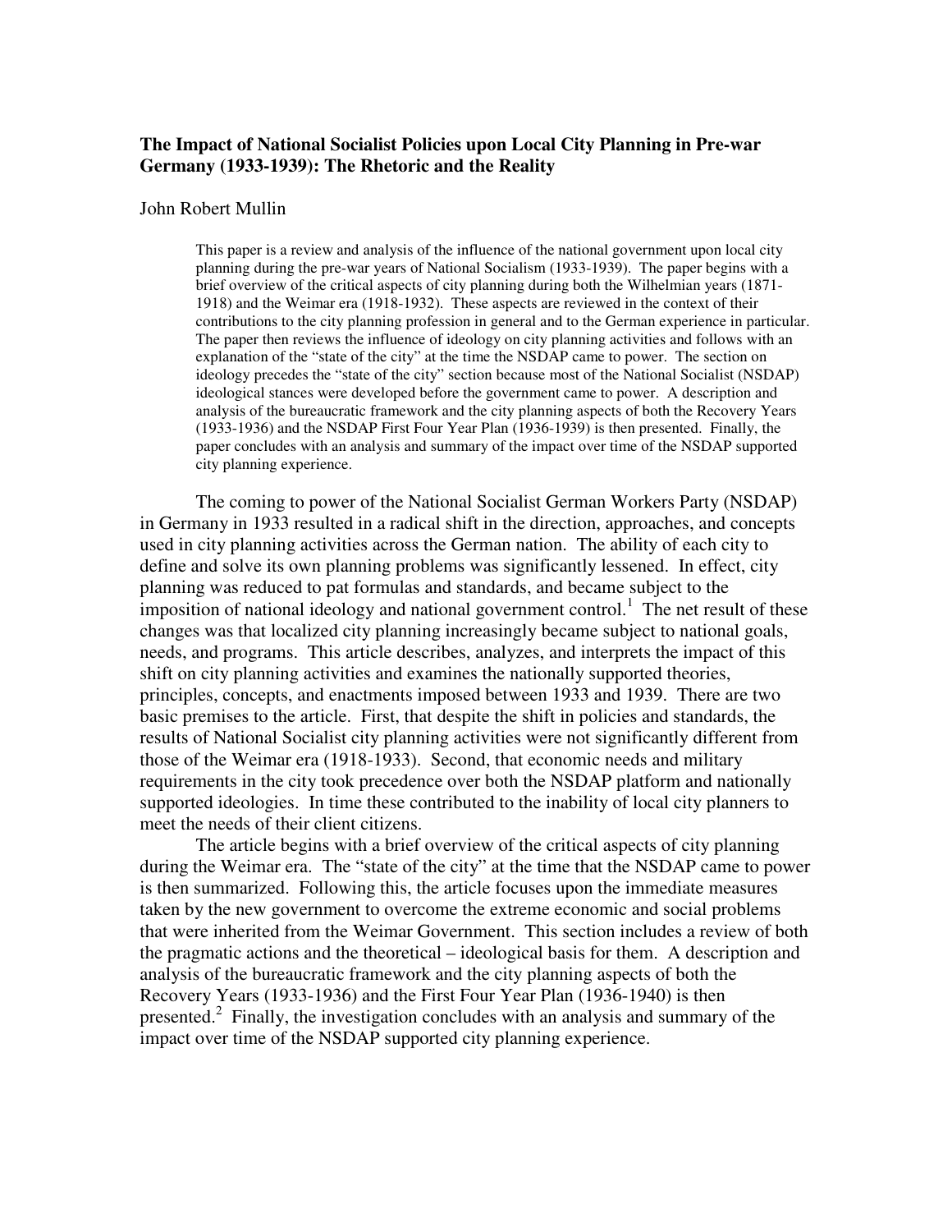**The Impact of National Socialist Policies upon Local City Planning in Pre-war Germany (1933-1939): The Rhetoric and the Reality**

John Robert Mullin

> This paper is a review and analysis of the influence of the national government upon local city planning during the pre-war years of National Socialism (1933-1939). The paper begins with a brief overview of the critical aspects of city planning during both the Wilhelmian years (1871-1918) and the Weimar era (1918-1932). These aspects are reviewed in the context of their contributions to the city planning profession in general and to the German experience in particular. The paper then reviews the influence of ideology on city planning activities and follows with an explanation of the "state of the city" at the time the NSDAP came to power. The section on ideology precedes the "state of the city" section because most of the National Socialist (NSDAP) ideological stances were developed before the government came to power. A description and analysis of the bureaucratic framework and the city planning aspects of both the Recovery Years (1933-1936) and the NSDAP First Four Year Plan (1936-1939) is then presented. Finally, the paper concludes with an analysis and summary of the impact over time of the NSDAP supported city planning experience.

The coming to power of the National Socialist German Workers Party (NSDAP) in Germany in 1933 resulted in a radical shift in the direction, approaches, and concepts used in city planning activities across the German nation. The ability of each city to define and solve its own planning problems was significantly lessened. In effect, city planning was reduced to pat formulas and standards, and became subject to the imposition of national ideology and national government control.[1] The net result of these changes was that localized city planning increasingly became subject to national goals, needs, and programs. This article describes, analyzes, and interprets the impact of this shift on city planning activities and examines the nationally supported theories, principles, concepts, and enactments imposed between 1933 and 1939. There are two basic premises to the article. First, that despite the shift in policies and standards, the results of National Socialist city planning activities were not significantly different from those of the Weimar era (1918-1933). Second, that economic needs and military requirements in the city took precedence over both the NSDAP platform and nationally supported ideologies. In time these contributed to the inability of local city planners to meet the needs of their client citizens.

The article begins with a brief overview of the critical aspects of city planning during the Weimar era. The "state of the city" at the time that the NSDAP came to power is then summarized. Following this, the article focuses upon the immediate measures taken by the new government to overcome the extreme economic and social problems that were inherited from the Weimar Government. This section includes a review of both the pragmatic actions and the theoretical – ideological basis for them. A description and analysis of the bureaucratic framework and the city planning aspects of both the Recovery Years (1933-1936) and the First Four Year Plan (1936-1940) is then presented.[2] Finally, the investigation concludes with an analysis and summary of the impact over time of the NSDAP supported city planning experience.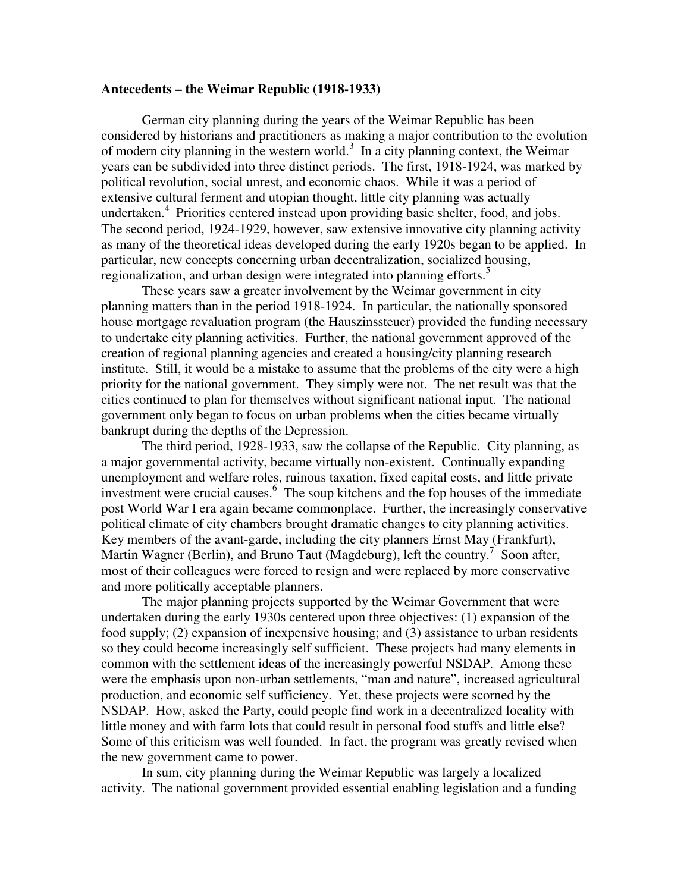**Antecedents – the Weimar Republic (1918-1933)**

German city planning during the years of the Weimar Republic has been considered by historians and practitioners as making a major contribution to the evolution of modern city planning in the western world.[3] In a city planning context, the Weimar years can be subdivided into three distinct periods. The first, 1918-1924, was marked by political revolution, social unrest, and economic chaos. While it was a period of extensive cultural ferment and utopian thought, little city planning was actually undertaken.[4] Priorities centered instead upon providing basic shelter, food, and jobs. The second period, 1924-1929, however, saw extensive innovative city planning activity as many of the theoretical ideas developed during the early 1920s began to be applied. In particular, new concepts concerning urban decentralization, socialized housing, regionalization, and urban design were integrated into planning efforts.[5]

These years saw a greater involvement by the Weimar government in city planning matters than in the period 1918-1924. In particular, the nationally sponsored house mortgage revaluation program (the Hauszinssteuer) provided the funding necessary to undertake city planning activities. Further, the national government approved of the creation of regional planning agencies and created a housing/city planning research institute. Still, it would be a mistake to assume that the problems of the city were a high priority for the national government. They simply were not. The net result was that the cities continued to plan for themselves without significant national input. The national government only began to focus on urban problems when the cities became virtually bankrupt during the depths of the Depression.

The third period, 1928-1933, saw the collapse of the Republic. City planning, as a major governmental activity, became virtually non-existent. Continually expanding unemployment and welfare roles, ruinous taxation, fixed capital costs, and little private investment were crucial causes.[6] The soup kitchens and the fop houses of the immediate post World War I era again became commonplace. Further, the increasingly conservative political climate of city chambers brought dramatic changes to city planning activities. Key members of the avant-garde, including the city planners Ernst May (Frankfurt), Martin Wagner (Berlin), and Bruno Taut (Magdeburg), left the country.[7] Soon after, most of their colleagues were forced to resign and were replaced by more conservative and more politically acceptable planners.

The major planning projects supported by the Weimar Government that were undertaken during the early 1930s centered upon three objectives: (1) expansion of the food supply; (2) expansion of inexpensive housing; and (3) assistance to urban residents so they could become increasingly self sufficient. These projects had many elements in common with the settlement ideas of the increasingly powerful NSDAP. Among these were the emphasis upon non-urban settlements, "man and nature", increased agricultural production, and economic self sufficiency. Yet, these projects were scorned by the NSDAP. How, asked the Party, could people find work in a decentralized locality with little money and with farm lots that could result in personal food stuffs and little else? Some of this criticism was well founded. In fact, the program was greatly revised when the new government came to power.

In sum, city planning during the Weimar Republic was largely a localized activity. The national government provided essential enabling legislation and a funding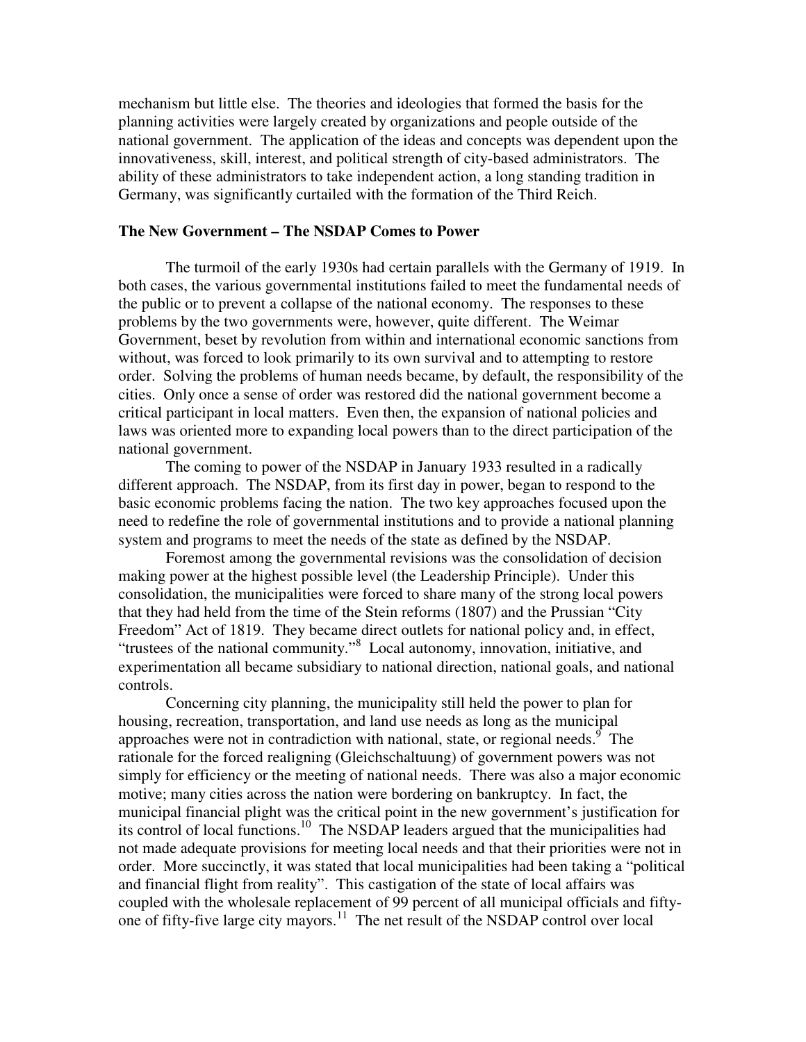mechanism but little else. The theories and ideologies that formed the basis for the planning activities were largely created by organizations and people outside of the national government. The application of the ideas and concepts was dependent upon the innovativeness, skill, interest, and political strength of city-based administrators. The ability of these administrators to take independent action, a long standing tradition in Germany, was significantly curtailed with the formation of the Third Reich.

**The New Government – The NSDAP Comes to Power**

The turmoil of the early 1930s had certain parallels with the Germany of 1919. In both cases, the various governmental institutions failed to meet the fundamental needs of the public or to prevent a collapse of the national economy. The responses to these problems by the two governments were, however, quite different. The Weimar Government, beset by revolution from within and international economic sanctions from without, was forced to look primarily to its own survival and to attempting to restore order. Solving the problems of human needs became, by default, the responsibility of the cities. Only once a sense of order was restored did the national government become a critical participant in local matters. Even then, the expansion of national policies and laws was oriented more to expanding local powers than to the direct participation of the national government.

The coming to power of the NSDAP in January 1933 resulted in a radically different approach. The NSDAP, from its first day in power, began to respond to the basic economic problems facing the nation. The two key approaches focused upon the need to redefine the role of governmental institutions and to provide a national planning system and programs to meet the needs of the state as defined by the NSDAP.

Foremost among the governmental revisions was the consolidation of decision making power at the highest possible level (the Leadership Principle). Under this consolidation, the municipalities were forced to share many of the strong local powers that they had held from the time of the Stein reforms (1807) and the Prussian "City Freedom" Act of 1819. They became direct outlets for national policy and, in effect, "trustees of the national community."[8] Local autonomy, innovation, initiative, and experimentation all became subsidiary to national direction, national goals, and national controls.

Concerning city planning, the municipality still held the power to plan for housing, recreation, transportation, and land use needs as long as the municipal approaches were not in contradiction with national, state, or regional needs.[9] The rationale for the forced realigning (Gleichschaltuung) of government powers was not simply for efficiency or the meeting of national needs. There was also a major economic motive; many cities across the nation were bordering on bankruptcy. In fact, the municipal financial plight was the critical point in the new government's justification for its control of local functions.[10] The NSDAP leaders argued that the municipalities had not made adequate provisions for meeting local needs and that their priorities were not in order. More succinctly, it was stated that local municipalities had been taking a "political and financial flight from reality". This castigation of the state of local affairs was coupled with the wholesale replacement of 99 percent of all municipal officials and fifty-one of fifty-five large city mayors.[11] The net result of the NSDAP control over local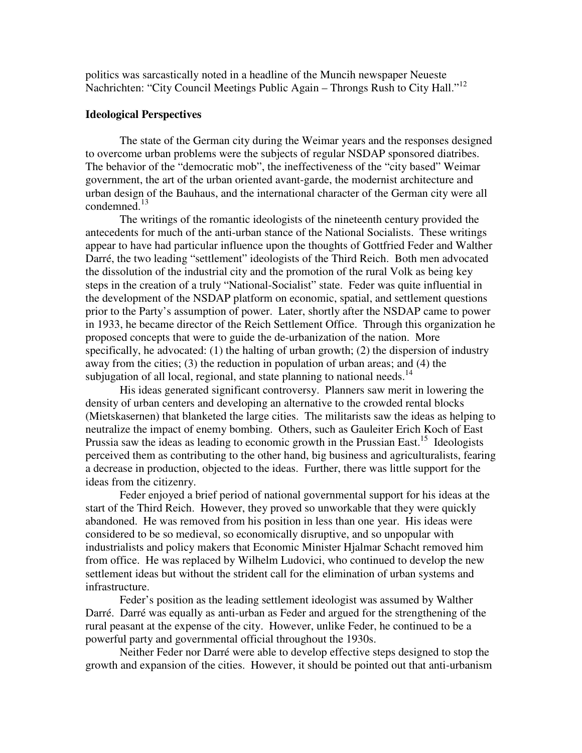politics was sarcastically noted in a headline of the Muncih newspaper Neueste Nachrichten: "City Council Meetings Public Again – Throngs Rush to City Hall."[12]

### Ideological Perspectives

The state of the German city during the Weimar years and the responses designed to overcome urban problems were the subjects of regular NSDAP sponsored diatribes. The behavior of the "democratic mob", the ineffectiveness of the "city based" Weimar government, the art of the urban oriented avant-garde, the modernist architecture and urban design of the Bauhaus, and the international character of the German city were all condemned.[13]

The writings of the romantic ideologists of the nineteenth century provided the antecedents for much of the anti-urban stance of the National Socialists. These writings appear to have had particular influence upon the thoughts of Gottfried Feder and Walther Darré, the two leading "settlement" ideologists of the Third Reich. Both men advocated the dissolution of the industrial city and the promotion of the rural Volk as being key steps in the creation of a truly "National-Socialist" state. Feder was quite influential in the development of the NSDAP platform on economic, spatial, and settlement questions prior to the Party's assumption of power. Later, shortly after the NSDAP came to power in 1933, he became director of the Reich Settlement Office. Through this organization he proposed concepts that were to guide the de-urbanization of the nation. More specifically, he advocated: (1) the halting of urban growth; (2) the dispersion of industry away from the cities; (3) the reduction in population of urban areas; and (4) the subjugation of all local, regional, and state planning to national needs.[14]

His ideas generated significant controversy. Planners saw merit in lowering the density of urban centers and developing an alternative to the crowded rental blocks (Mietskasernen) that blanketed the large cities. The militarists saw the ideas as helping to neutralize the impact of enemy bombing. Others, such as Gauleiter Erich Koch of East Prussia saw the ideas as leading to economic growth in the Prussian East.[15] Ideologists perceived them as contributing to the other hand, big business and agriculturalists, fearing a decrease in production, objected to the ideas. Further, there was little support for the ideas from the citizenry.

Feder enjoyed a brief period of national governmental support for his ideas at the start of the Third Reich. However, they proved so unworkable that they were quickly abandoned. He was removed from his position in less than one year. His ideas were considered to be so medieval, so economically disruptive, and so unpopular with industrialists and policy makers that Economic Minister Hjalmar Schacht removed him from office. He was replaced by Wilhelm Ludovici, who continued to develop the new settlement ideas but without the strident call for the elimination of urban systems and infrastructure.

Feder's position as the leading settlement ideologist was assumed by Walther Darré. Darré was equally as anti-urban as Feder and argued for the strengthening of the rural peasant at the expense of the city. However, unlike Feder, he continued to be a powerful party and governmental official throughout the 1930s.

Neither Feder nor Darré were able to develop effective steps designed to stop the growth and expansion of the cities. However, it should be pointed out that anti-urbanism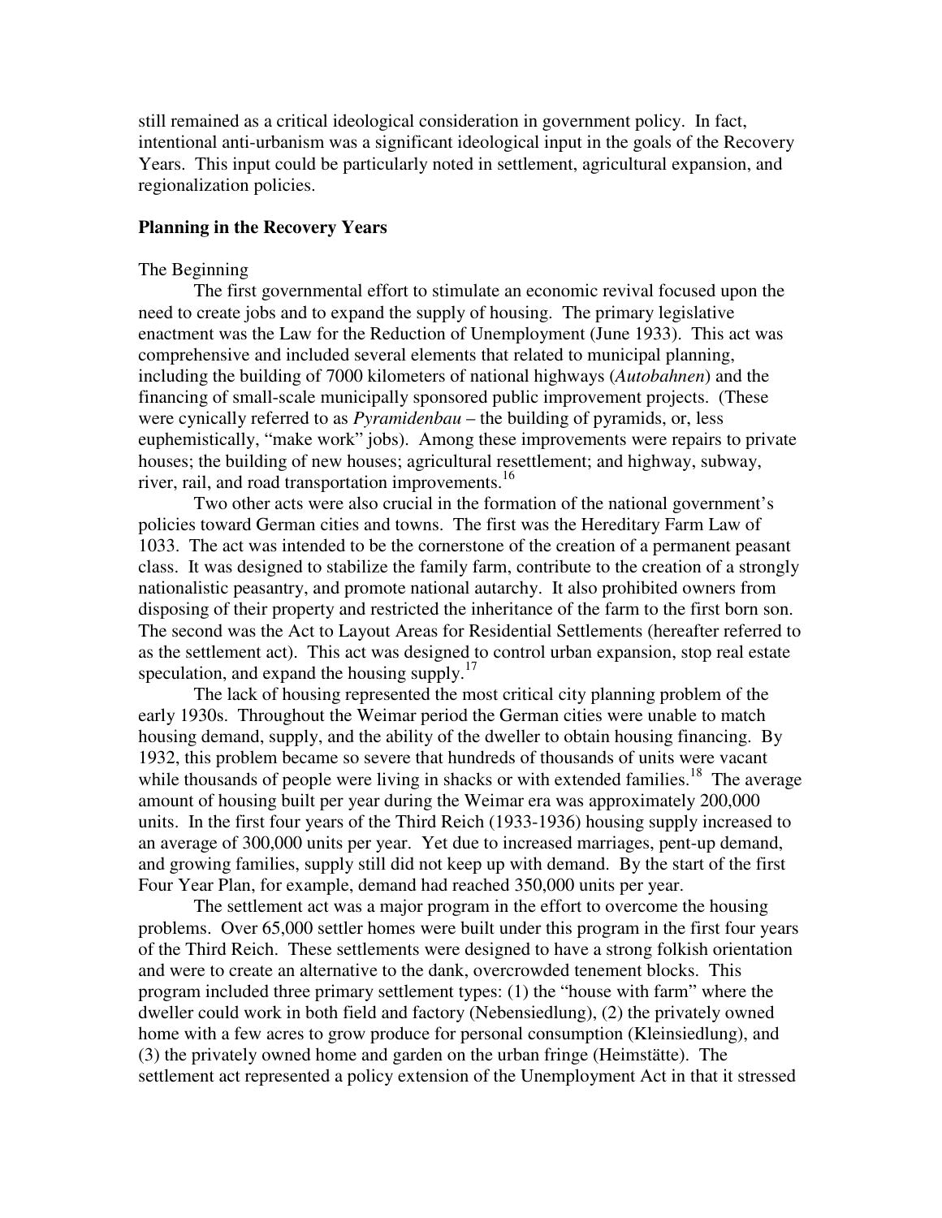still remained as a critical ideological consideration in government policy. In fact, intentional anti-urbanism was a significant ideological input in the goals of the Recovery Years. This input could be particularly noted in settlement, agricultural expansion, and regionalization policies.

**Planning in the Recovery Years**

The Beginning

The first governmental effort to stimulate an economic revival focused upon the need to create jobs and to expand the supply of housing. The primary legislative enactment was the Law for the Reduction of Unemployment (June 1933). This act was comprehensive and included several elements that related to municipal planning, including the building of 7000 kilometers of national highways (*Autobahnen*) and the financing of small-scale municipally sponsored public improvement projects. (These were cynically referred to as *Pyramidenbau* – the building of pyramids, or, less euphemistically, "make work" jobs). Among these improvements were repairs to private houses; the building of new houses; agricultural resettlement; and highway, subway, river, rail, and road transportation improvements.[16]

Two other acts were also crucial in the formation of the national government's policies toward German cities and towns. The first was the Hereditary Farm Law of 1033. The act was intended to be the cornerstone of the creation of a permanent peasant class. It was designed to stabilize the family farm, contribute to the creation of a strongly nationalistic peasantry, and promote national autarchy. It also prohibited owners from disposing of their property and restricted the inheritance of the farm to the first born son. The second was the Act to Layout Areas for Residential Settlements (hereafter referred to as the settlement act). This act was designed to control urban expansion, stop real estate speculation, and expand the housing supply.[17]

The lack of housing represented the most critical city planning problem of the early 1930s. Throughout the Weimar period the German cities were unable to match housing demand, supply, and the ability of the dweller to obtain housing financing. By 1932, this problem became so severe that hundreds of thousands of units were vacant while thousands of people were living in shacks or with extended families.[18] The average amount of housing built per year during the Weimar era was approximately 200,000 units. In the first four years of the Third Reich (1933-1936) housing supply increased to an average of 300,000 units per year. Yet due to increased marriages, pent-up demand, and growing families, supply still did not keep up with demand. By the start of the first Four Year Plan, for example, demand had reached 350,000 units per year.

The settlement act was a major program in the effort to overcome the housing problems. Over 65,000 settler homes were built under this program in the first four years of the Third Reich. These settlements were designed to have a strong folkish orientation and were to create an alternative to the dank, overcrowded tenement blocks. This program included three primary settlement types: (1) the "house with farm" where the dweller could work in both field and factory (Nebensiedlung), (2) the privately owned home with a few acres to grow produce for personal consumption (Kleinsiedlung), and (3) the privately owned home and garden on the urban fringe (Heimstätte). The settlement act represented a policy extension of the Unemployment Act in that it stressed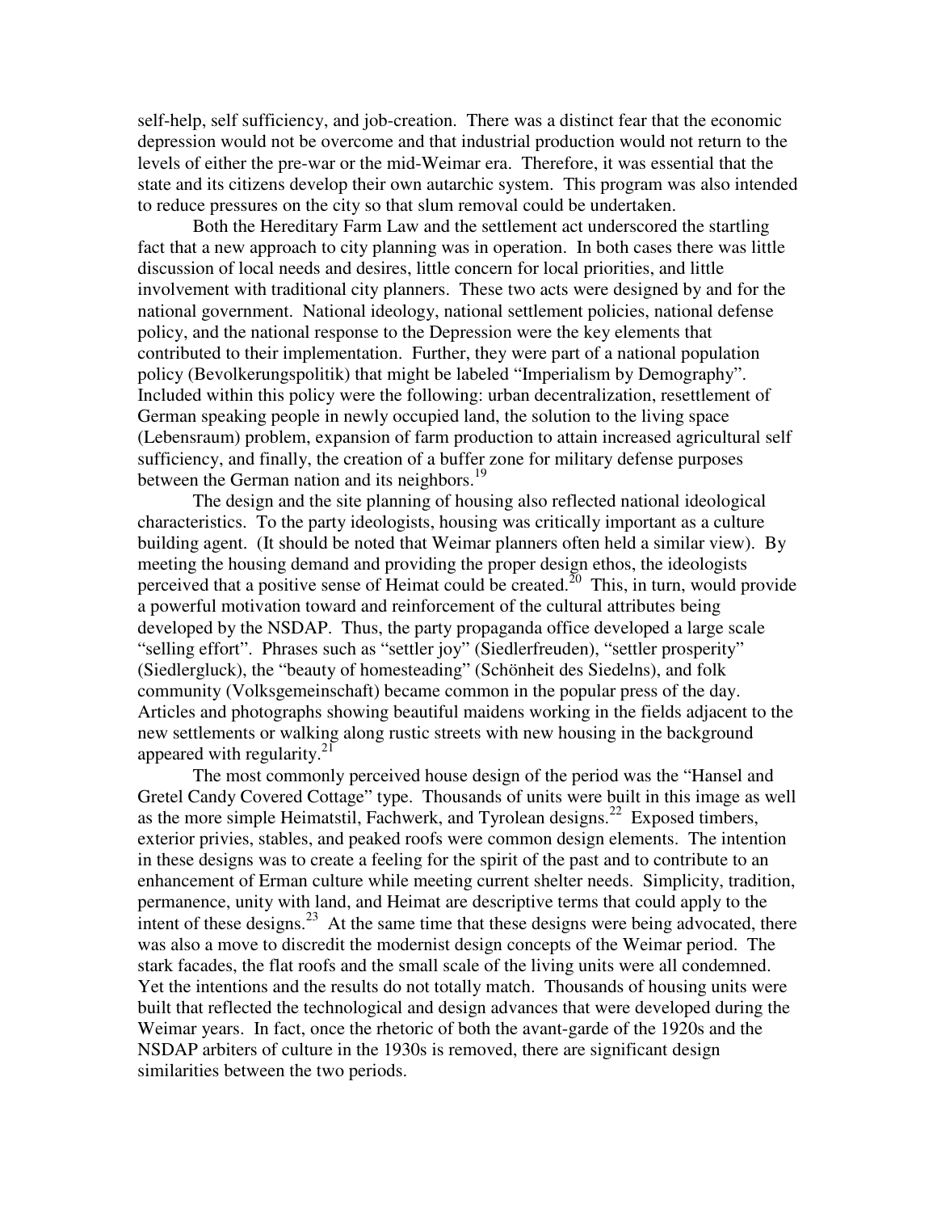self-help, self sufficiency, and job-creation. There was a distinct fear that the economic depression would not be overcome and that industrial production would not return to the levels of either the pre-war or the mid-Weimar era. Therefore, it was essential that the state and its citizens develop their own autarchic system. This program was also intended to reduce pressures on the city so that slum removal could be undertaken.

Both the Hereditary Farm Law and the settlement act underscored the startling fact that a new approach to city planning was in operation. In both cases there was little discussion of local needs and desires, little concern for local priorities, and little involvement with traditional city planners. These two acts were designed by and for the national government. National ideology, national settlement policies, national defense policy, and the national response to the Depression were the key elements that contributed to their implementation. Further, they were part of a national population policy (Bevolkerungspolitik) that might be labeled "Imperialism by Demography". Included within this policy were the following: urban decentralization, resettlement of German speaking people in newly occupied land, the solution to the living space (Lebensraum) problem, expansion of farm production to attain increased agricultural self sufficiency, and finally, the creation of a buffer zone for military defense purposes between the German nation and its neighbors.[19]

The design and the site planning of housing also reflected national ideological characteristics. To the party ideologists, housing was critically important as a culture building agent. (It should be noted that Weimar planners often held a similar view). By meeting the housing demand and providing the proper design ethos, the ideologists perceived that a positive sense of Heimat could be created.[20] This, in turn, would provide a powerful motivation toward and reinforcement of the cultural attributes being developed by the NSDAP. Thus, the party propaganda office developed a large scale "selling effort". Phrases such as "settler joy" (Siedlerfreuden), "settler prosperity" (Siedlergluck), the "beauty of homesteading" (Schönheit des Siedelns), and folk community (Volksgemeinschaft) became common in the popular press of the day. Articles and photographs showing beautiful maidens working in the fields adjacent to the new settlements or walking along rustic streets with new housing in the background appeared with regularity.[21]

The most commonly perceived house design of the period was the "Hansel and Gretel Candy Covered Cottage" type. Thousands of units were built in this image as well as the more simple Heimatstil, Fachwerk, and Tyrolean designs.[22] Exposed timbers, exterior privies, stables, and peaked roofs were common design elements. The intention in these designs was to create a feeling for the spirit of the past and to contribute to an enhancement of Erman culture while meeting current shelter needs. Simplicity, tradition, permanence, unity with land, and Heimat are descriptive terms that could apply to the intent of these designs.[23] At the same time that these designs were being advocated, there was also a move to discredit the modernist design concepts of the Weimar period. The stark facades, the flat roofs and the small scale of the living units were all condemned. Yet the intentions and the results do not totally match. Thousands of housing units were built that reflected the technological and design advances that were developed during the Weimar years. In fact, once the rhetoric of both the avant-garde of the 1920s and the NSDAP arbiters of culture in the 1930s is removed, there are significant design similarities between the two periods.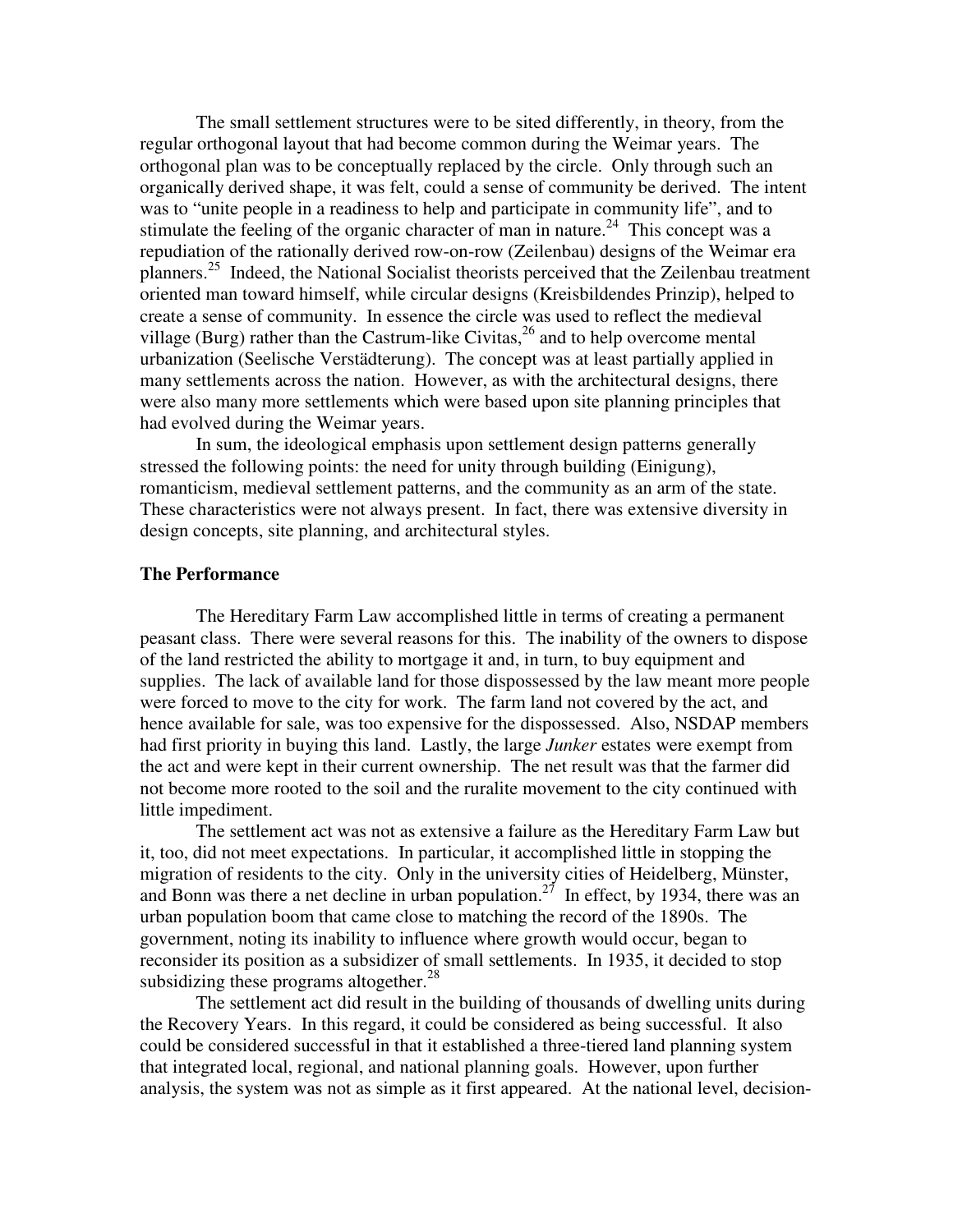The small settlement structures were to be sited differently, in theory, from the regular orthogonal layout that had become common during the Weimar years. The orthogonal plan was to be conceptually replaced by the circle. Only through such an organically derived shape, it was felt, could a sense of community be derived. The intent was to "unite people in a readiness to help and participate in community life", and to stimulate the feeling of the organic character of man in nature.[24] This concept was a repudiation of the rationally derived row-on-row (Zeilenbau) designs of the Weimar era planners.[25] Indeed, the National Socialist theorists perceived that the Zeilenbau treatment oriented man toward himself, while circular designs (Kreisbildendes Prinzip), helped to create a sense of community. In essence the circle was used to reflect the medieval village (Burg) rather than the Castrum-like Civitas,[26] and to help overcome mental urbanization (Seelische Verstädterung). The concept was at least partially applied in many settlements across the nation. However, as with the architectural designs, there were also many more settlements which were based upon site planning principles that had evolved during the Weimar years.

In sum, the ideological emphasis upon settlement design patterns generally stressed the following points: the need for unity through building (Einigung), romanticism, medieval settlement patterns, and the community as an arm of the state. These characteristics were not always present. In fact, there was extensive diversity in design concepts, site planning, and architectural styles.

**The Performance**

The Hereditary Farm Law accomplished little in terms of creating a permanent peasant class. There were several reasons for this. The inability of the owners to dispose of the land restricted the ability to mortgage it and, in turn, to buy equipment and supplies. The lack of available land for those dispossessed by the law meant more people were forced to move to the city for work. The farm land not covered by the act, and hence available for sale, was too expensive for the dispossessed. Also, NSDAP members had first priority in buying this land. Lastly, the large *Junker* estates were exempt from the act and were kept in their current ownership. The net result was that the farmer did not become more rooted to the soil and the ruralite movement to the city continued with little impediment.

The settlement act was not as extensive a failure as the Hereditary Farm Law but it, too, did not meet expectations. In particular, it accomplished little in stopping the migration of residents to the city. Only in the university cities of Heidelberg, Münster, and Bonn was there a net decline in urban population.[27] In effect, by 1934, there was an urban population boom that came close to matching the record of the 1890s. The government, noting its inability to influence where growth would occur, began to reconsider its position as a subsidizer of small settlements. In 1935, it decided to stop subsidizing these programs altogether.[28]

The settlement act did result in the building of thousands of dwelling units during the Recovery Years. In this regard, it could be considered as being successful. It also could be considered successful in that it established a three-tiered land planning system that integrated local, regional, and national planning goals. However, upon further analysis, the system was not as simple as it first appeared. At the national level, decision-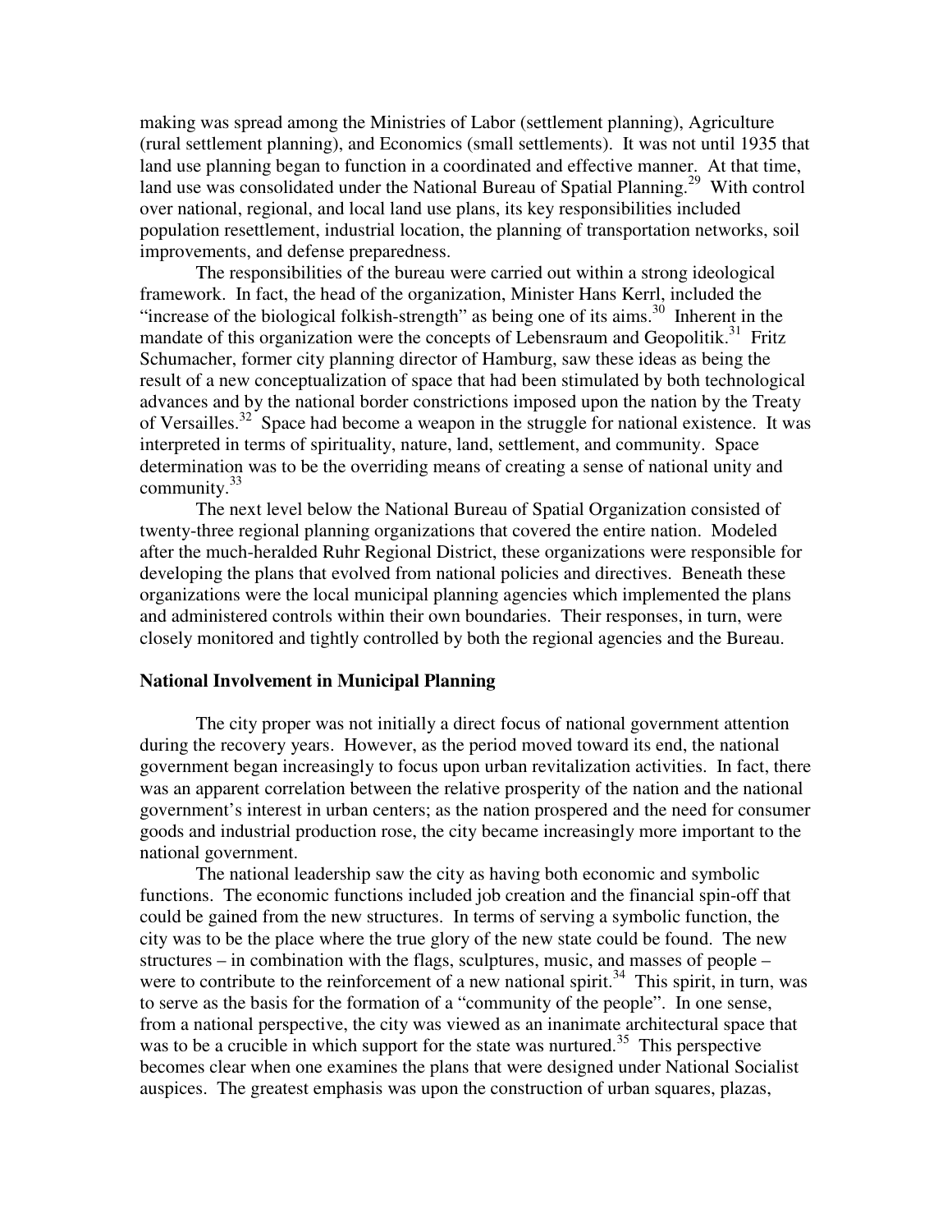making was spread among the Ministries of Labor (settlement planning), Agriculture (rural settlement planning), and Economics (small settlements). It was not until 1935 that land use planning began to function in a coordinated and effective manner. At that time, land use was consolidated under the National Bureau of Spatial Planning.[29] With control over national, regional, and local land use plans, its key responsibilities included population resettlement, industrial location, the planning of transportation networks, soil improvements, and defense preparedness.

The responsibilities of the bureau were carried out within a strong ideological framework. In fact, the head of the organization, Minister Hans Kerrl, included the "increase of the biological folkish-strength" as being one of its aims.[30] Inherent in the mandate of this organization were the concepts of Lebensraum and Geopolitik.[31] Fritz Schumacher, former city planning director of Hamburg, saw these ideas as being the result of a new conceptualization of space that had been stimulated by both technological advances and by the national border constrictions imposed upon the nation by the Treaty of Versailles.[32] Space had become a weapon in the struggle for national existence. It was interpreted in terms of spirituality, nature, land, settlement, and community. Space determination was to be the overriding means of creating a sense of national unity and community.[33]

The next level below the National Bureau of Spatial Organization consisted of twenty-three regional planning organizations that covered the entire nation. Modeled after the much-heralded Ruhr Regional District, these organizations were responsible for developing the plans that evolved from national policies and directives. Beneath these organizations were the local municipal planning agencies which implemented the plans and administered controls within their own boundaries. Their responses, in turn, were closely monitored and tightly controlled by both the regional agencies and the Bureau.

**National Involvement in Municipal Planning**

The city proper was not initially a direct focus of national government attention during the recovery years. However, as the period moved toward its end, the national government began increasingly to focus upon urban revitalization activities. In fact, there was an apparent correlation between the relative prosperity of the nation and the national government's interest in urban centers; as the nation prospered and the need for consumer goods and industrial production rose, the city became increasingly more important to the national government.

The national leadership saw the city as having both economic and symbolic functions. The economic functions included job creation and the financial spin-off that could be gained from the new structures. In terms of serving a symbolic function, the city was to be the place where the true glory of the new state could be found. The new structures – in combination with the flags, sculptures, music, and masses of people – were to contribute to the reinforcement of a new national spirit.[34] This spirit, in turn, was to serve as the basis for the formation of a "community of the people". In one sense, from a national perspective, the city was viewed as an inanimate architectural space that was to be a crucible in which support for the state was nurtured.[35] This perspective becomes clear when one examines the plans that were designed under National Socialist auspices. The greatest emphasis was upon the construction of urban squares, plazas,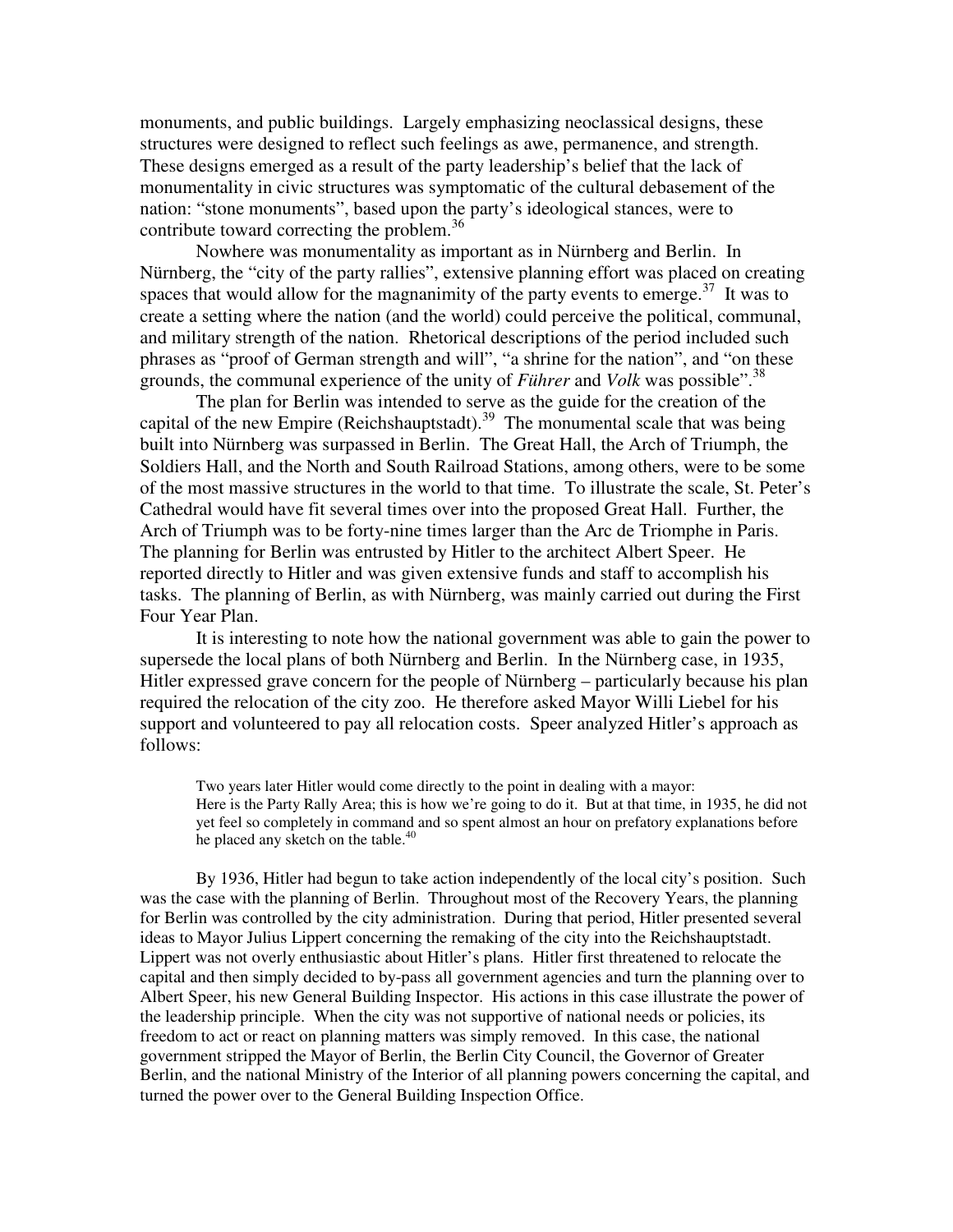monuments, and public buildings. Largely emphasizing neoclassical designs, these structures were designed to reflect such feelings as awe, permanence, and strength. These designs emerged as a result of the party leadership's belief that the lack of monumentality in civic structures was symptomatic of the cultural debasement of the nation: "stone monuments", based upon the party's ideological stances, were to contribute toward correcting the problem.[36]

Nowhere was monumentality as important as in Nürnberg and Berlin. In Nürnberg, the "city of the party rallies", extensive planning effort was placed on creating spaces that would allow for the magnanimity of the party events to emerge.[37] It was to create a setting where the nation (and the world) could perceive the political, communal, and military strength of the nation. Rhetorical descriptions of the period included such phrases as "proof of German strength and will", "a shrine for the nation", and "on these grounds, the communal experience of the unity of *Führer* and *Volk* was possible".[38]

The plan for Berlin was intended to serve as the guide for the creation of the capital of the new Empire (Reichshauptstadt).[39] The monumental scale that was being built into Nürnberg was surpassed in Berlin. The Great Hall, the Arch of Triumph, the Soldiers Hall, and the North and South Railroad Stations, among others, were to be some of the most massive structures in the world to that time. To illustrate the scale, St. Peter's Cathedral would have fit several times over into the proposed Great Hall. Further, the Arch of Triumph was to be forty-nine times larger than the Arc de Triomphe in Paris. The planning for Berlin was entrusted by Hitler to the architect Albert Speer. He reported directly to Hitler and was given extensive funds and staff to accomplish his tasks. The planning of Berlin, as with Nürnberg, was mainly carried out during the First Four Year Plan.

It is interesting to note how the national government was able to gain the power to supersede the local plans of both Nürnberg and Berlin. In the Nürnberg case, in 1935, Hitler expressed grave concern for the people of Nürnberg – particularly because his plan required the relocation of the city zoo. He therefore asked Mayor Willi Liebel for his support and volunteered to pay all relocation costs. Speer analyzed Hitler's approach as follows:

> Two years later Hitler would come directly to the point in dealing with a mayor: Here is the Party Rally Area; this is how we're going to do it. But at that time, in 1935, he did not yet feel so completely in command and so spent almost an hour on prefatory explanations before he placed any sketch on the table.[40]

By 1936, Hitler had begun to take action independently of the local city's position. Such was the case with the planning of Berlin. Throughout most of the Recovery Years, the planning for Berlin was controlled by the city administration. During that period, Hitler presented several ideas to Mayor Julius Lippert concerning the remaking of the city into the Reichshauptstadt. Lippert was not overly enthusiastic about Hitler's plans. Hitler first threatened to relocate the capital and then simply decided to by-pass all government agencies and turn the planning over to Albert Speer, his new General Building Inspector. His actions in this case illustrate the power of the leadership principle. When the city was not supportive of national needs or policies, its freedom to act or react on planning matters was simply removed. In this case, the national government stripped the Mayor of Berlin, the Berlin City Council, the Governor of Greater Berlin, and the national Ministry of the Interior of all planning powers concerning the capital, and turned the power over to the General Building Inspection Office.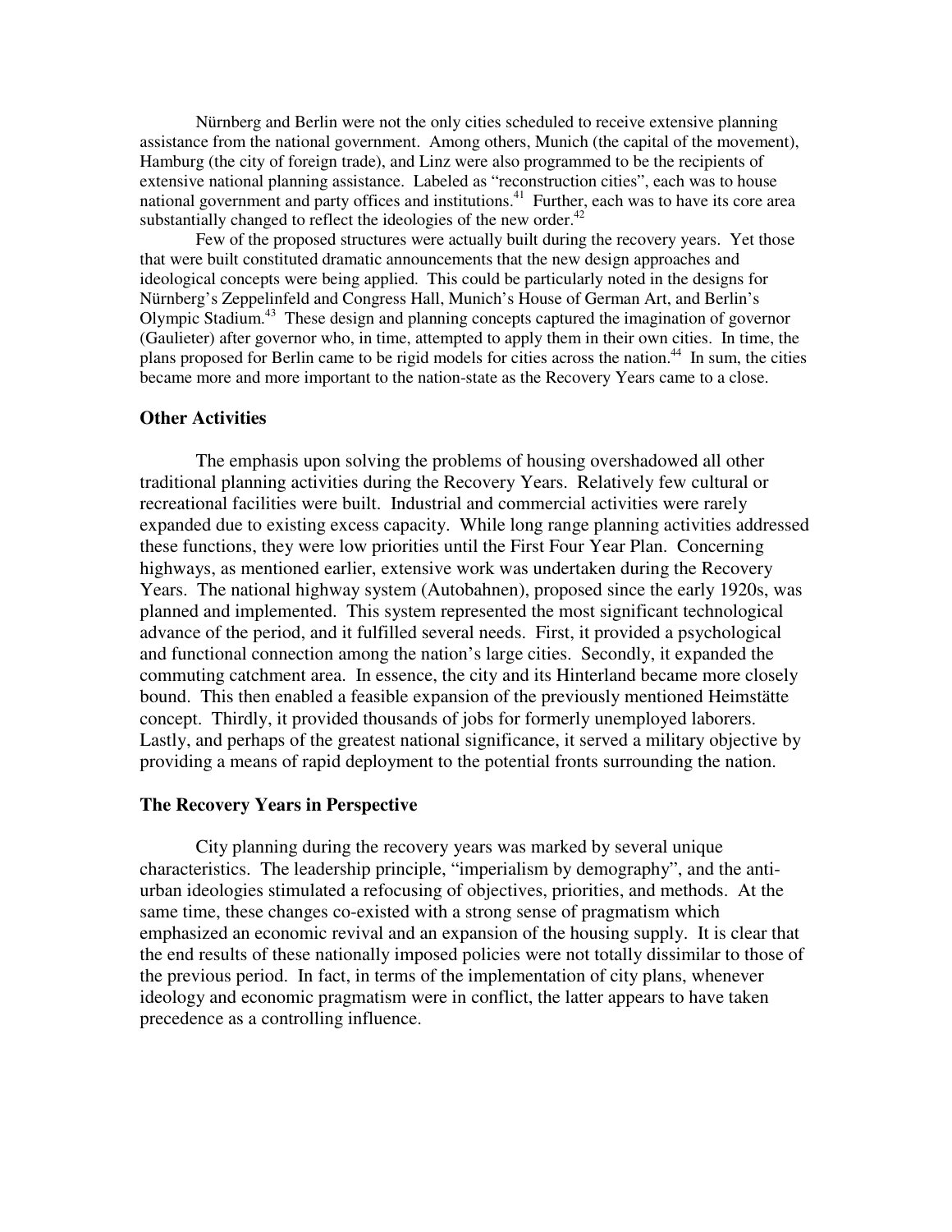Nürnberg and Berlin were not the only cities scheduled to receive extensive planning assistance from the national government. Among others, Munich (the capital of the movement), Hamburg (the city of foreign trade), and Linz were also programmed to be the recipients of extensive national planning assistance. Labeled as "reconstruction cities", each was to house national government and party offices and institutions.[41] Further, each was to have its core area substantially changed to reflect the ideologies of the new order.[42]

Few of the proposed structures were actually built during the recovery years. Yet those that were built constituted dramatic announcements that the new design approaches and ideological concepts were being applied. This could be particularly noted in the designs for Nürnberg's Zeppelinfeld and Congress Hall, Munich's House of German Art, and Berlin's Olympic Stadium.[43] These design and planning concepts captured the imagination of governor (Gaulieter) after governor who, in time, attempted to apply them in their own cities. In time, the plans proposed for Berlin came to be rigid models for cities across the nation.[44] In sum, the cities became more and more important to the nation-state as the Recovery Years came to a close.

### Other Activities

The emphasis upon solving the problems of housing overshadowed all other traditional planning activities during the Recovery Years. Relatively few cultural or recreational facilities were built. Industrial and commercial activities were rarely expanded due to existing excess capacity. While long range planning activities addressed these functions, they were low priorities until the First Four Year Plan. Concerning highways, as mentioned earlier, extensive work was undertaken during the Recovery Years. The national highway system (Autobahnen), proposed since the early 1920s, was planned and implemented. This system represented the most significant technological advance of the period, and it fulfilled several needs. First, it provided a psychological and functional connection among the nation's large cities. Secondly, it expanded the commuting catchment area. In essence, the city and its Hinterland became more closely bound. This then enabled a feasible expansion of the previously mentioned Heimstätte concept. Thirdly, it provided thousands of jobs for formerly unemployed laborers. Lastly, and perhaps of the greatest national significance, it served a military objective by providing a means of rapid deployment to the potential fronts surrounding the nation.

### The Recovery Years in Perspective

City planning during the recovery years was marked by several unique characteristics. The leadership principle, "imperialism by demography", and the anti-urban ideologies stimulated a refocusing of objectives, priorities, and methods. At the same time, these changes co-existed with a strong sense of pragmatism which emphasized an economic revival and an expansion of the housing supply. It is clear that the end results of these nationally imposed policies were not totally dissimilar to those of the previous period. In fact, in terms of the implementation of city plans, whenever ideology and economic pragmatism were in conflict, the latter appears to have taken precedence as a controlling influence.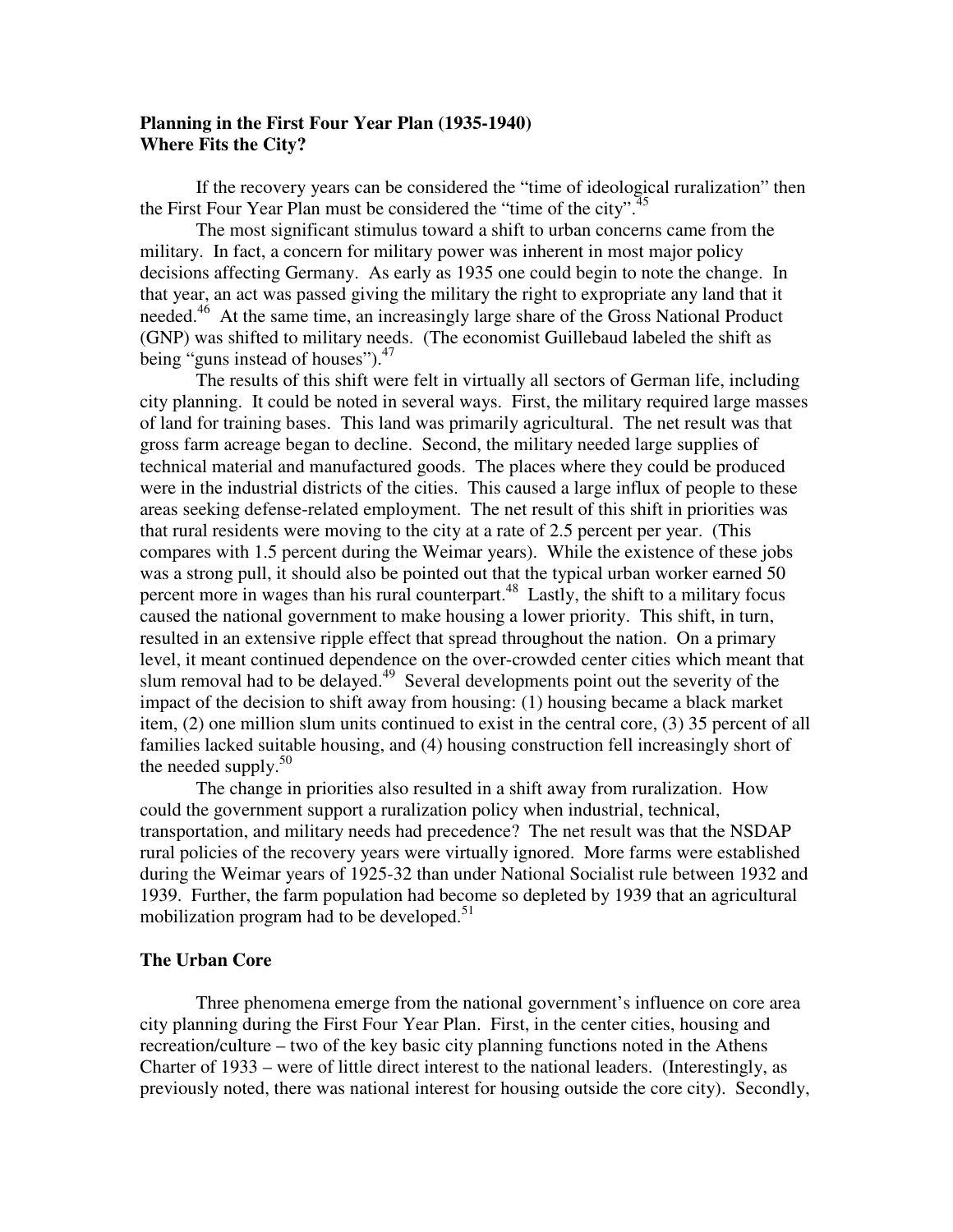**Planning in the First Four Year Plan (1935-1940)**
**Where Fits the City?**

If the recovery years can be considered the "time of ideological ruralization" then the First Four Year Plan must be considered the "time of the city".[45]

The most significant stimulus toward a shift to urban concerns came from the military. In fact, a concern for military power was inherent in most major policy decisions affecting Germany. As early as 1935 one could begin to note the change. In that year, an act was passed giving the military the right to expropriate any land that it needed.[46] At the same time, an increasingly large share of the Gross National Product (GNP) was shifted to military needs. (The economist Guillebaud labeled the shift as being "guns instead of houses").[47]

The results of this shift were felt in virtually all sectors of German life, including city planning. It could be noted in several ways. First, the military required large masses of land for training bases. This land was primarily agricultural. The net result was that gross farm acreage began to decline. Second, the military needed large supplies of technical material and manufactured goods. The places where they could be produced were in the industrial districts of the cities. This caused a large influx of people to these areas seeking defense-related employment. The net result of this shift in priorities was that rural residents were moving to the city at a rate of 2.5 percent per year. (This compares with 1.5 percent during the Weimar years). While the existence of these jobs was a strong pull, it should also be pointed out that the typical urban worker earned 50 percent more in wages than his rural counterpart.[48] Lastly, the shift to a military focus caused the national government to make housing a lower priority. This shift, in turn, resulted in an extensive ripple effect that spread throughout the nation. On a primary level, it meant continued dependence on the over-crowded center cities which meant that slum removal had to be delayed.[49] Several developments point out the severity of the impact of the decision to shift away from housing: (1) housing became a black market item, (2) one million slum units continued to exist in the central core, (3) 35 percent of all families lacked suitable housing, and (4) housing construction fell increasingly short of the needed supply.[50]

The change in priorities also resulted in a shift away from ruralization. How could the government support a ruralization policy when industrial, technical, transportation, and military needs had precedence? The net result was that the NSDAP rural policies of the recovery years were virtually ignored. More farms were established during the Weimar years of 1925-32 than under National Socialist rule between 1932 and 1939. Further, the farm population had become so depleted by 1939 that an agricultural mobilization program had to be developed.[51]

**The Urban Core**

Three phenomena emerge from the national government's influence on core area city planning during the First Four Year Plan. First, in the center cities, housing and recreation/culture – two of the key basic city planning functions noted in the Athens Charter of 1933 – were of little direct interest to the national leaders. (Interestingly, as previously noted, there was national interest for housing outside the core city). Secondly,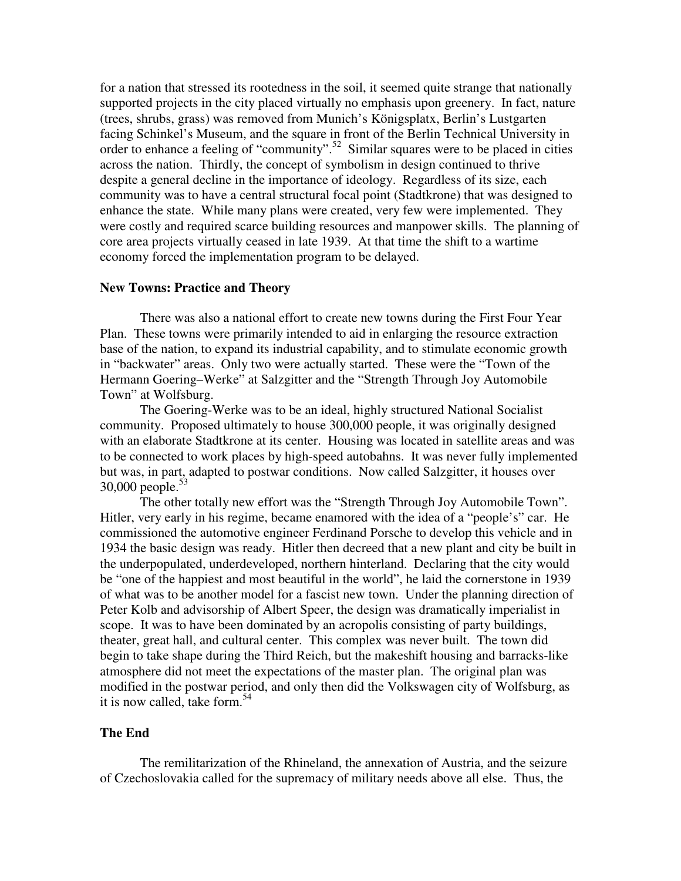for a nation that stressed its rootedness in the soil, it seemed quite strange that nationally supported projects in the city placed virtually no emphasis upon greenery. In fact, nature (trees, shrubs, grass) was removed from Munich's Königsplatx, Berlin's Lustgarten facing Schinkel's Museum, and the square in front of the Berlin Technical University in order to enhance a feeling of "community".[52] Similar squares were to be placed in cities across the nation. Thirdly, the concept of symbolism in design continued to thrive despite a general decline in the importance of ideology. Regardless of its size, each community was to have a central structural focal point (Stadtkrone) that was designed to enhance the state. While many plans were created, very few were implemented. They were costly and required scarce building resources and manpower skills. The planning of core area projects virtually ceased in late 1939. At that time the shift to a wartime economy forced the implementation program to be delayed.

**New Towns: Practice and Theory**

There was also a national effort to create new towns during the First Four Year Plan. These towns were primarily intended to aid in enlarging the resource extraction base of the nation, to expand its industrial capability, and to stimulate economic growth in "backwater" areas. Only two were actually started. These were the "Town of the Hermann Goering–Werke" at Salzgitter and the "Strength Through Joy Automobile Town" at Wolfsburg.

The Goering-Werke was to be an ideal, highly structured National Socialist community. Proposed ultimately to house 300,000 people, it was originally designed with an elaborate Stadtkrone at its center. Housing was located in satellite areas and was to be connected to work places by high-speed autobahns. It was never fully implemented but was, in part, adapted to postwar conditions. Now called Salzgitter, it houses over 30,000 people.[53]

The other totally new effort was the "Strength Through Joy Automobile Town". Hitler, very early in his regime, became enamored with the idea of a "people's" car. He commissioned the automotive engineer Ferdinand Porsche to develop this vehicle and in 1934 the basic design was ready. Hitler then decreed that a new plant and city be built in the underpopulated, underdeveloped, northern hinterland. Declaring that the city would be "one of the happiest and most beautiful in the world", he laid the cornerstone in 1939 of what was to be another model for a fascist new town. Under the planning direction of Peter Kolb and advisorship of Albert Speer, the design was dramatically imperialist in scope. It was to have been dominated by an acropolis consisting of party buildings, theater, great hall, and cultural center. This complex was never built. The town did begin to take shape during the Third Reich, but the makeshift housing and barracks-like atmosphere did not meet the expectations of the master plan. The original plan was modified in the postwar period, and only then did the Volkswagen city of Wolfsburg, as it is now called, take form.[54]

**The End**

The remilitarization of the Rhineland, the annexation of Austria, and the seizure of Czechoslovakia called for the supremacy of military needs above all else. Thus, the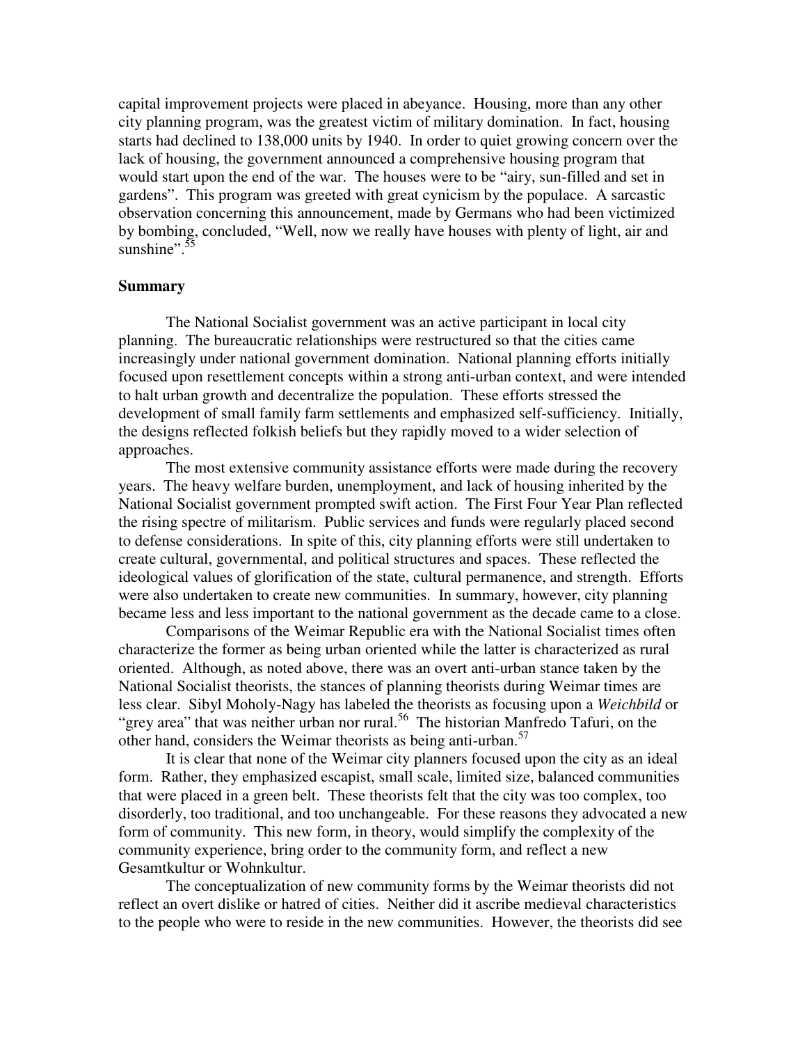capital improvement projects were placed in abeyance. Housing, more than any other city planning program, was the greatest victim of military domination. In fact, housing starts had declined to 138,000 units by 1940. In order to quiet growing concern over the lack of housing, the government announced a comprehensive housing program that would start upon the end of the war. The houses were to be "airy, sun-filled and set in gardens". This program was greeted with great cynicism by the populace. A sarcastic observation concerning this announcement, made by Germans who had been victimized by bombing, concluded, "Well, now we really have houses with plenty of light, air and sunshine".[55]

**Summary**

The National Socialist government was an active participant in local city planning. The bureaucratic relationships were restructured so that the cities came increasingly under national government domination. National planning efforts initially focused upon resettlement concepts within a strong anti-urban context, and were intended to halt urban growth and decentralize the population. These efforts stressed the development of small family farm settlements and emphasized self-sufficiency. Initially, the designs reflected folkish beliefs but they rapidly moved to a wider selection of approaches.

The most extensive community assistance efforts were made during the recovery years. The heavy welfare burden, unemployment, and lack of housing inherited by the National Socialist government prompted swift action. The First Four Year Plan reflected the rising spectre of militarism. Public services and funds were regularly placed second to defense considerations. In spite of this, city planning efforts were still undertaken to create cultural, governmental, and political structures and spaces. These reflected the ideological values of glorification of the state, cultural permanence, and strength. Efforts were also undertaken to create new communities. In summary, however, city planning became less and less important to the national government as the decade came to a close.

Comparisons of the Weimar Republic era with the National Socialist times often characterize the former as being urban oriented while the latter is characterized as rural oriented. Although, as noted above, there was an overt anti-urban stance taken by the National Socialist theorists, the stances of planning theorists during Weimar times are less clear. Sibyl Moholy-Nagy has labeled the theorists as focusing upon a *Weichbild* or "grey area" that was neither urban nor rural.[56] The historian Manfredo Tafuri, on the other hand, considers the Weimar theorists as being anti-urban.[57]

It is clear that none of the Weimar city planners focused upon the city as an ideal form. Rather, they emphasized escapist, small scale, limited size, balanced communities that were placed in a green belt. These theorists felt that the city was too complex, too disorderly, too traditional, and too unchangeable. For these reasons they advocated a new form of community. This new form, in theory, would simplify the complexity of the community experience, bring order to the community form, and reflect a new Gesamtkultur or Wohnkultur.

The conceptualization of new community forms by the Weimar theorists did not reflect an overt dislike or hatred of cities. Neither did it ascribe medieval characteristics to the people who were to reside in the new communities. However, the theorists did see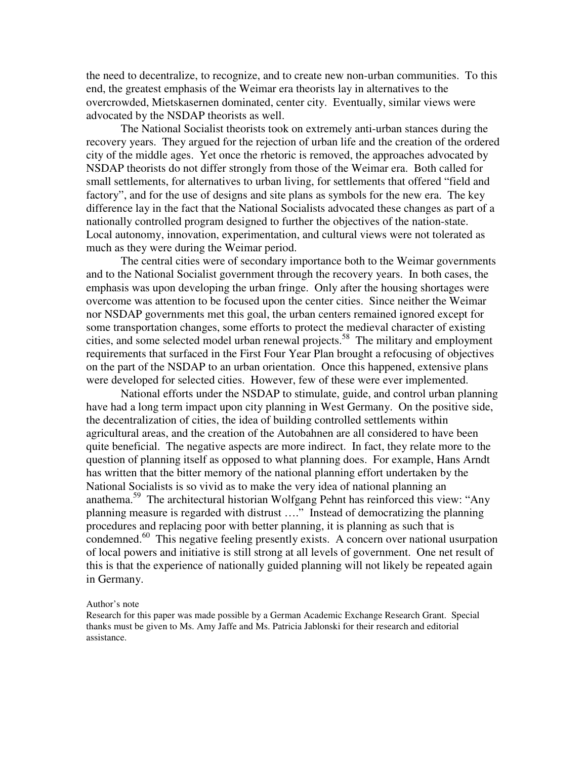the need to decentralize, to recognize, and to create new non-urban communities. To this end, the greatest emphasis of the Weimar era theorists lay in alternatives to the overcrowded, Mietskasernen dominated, center city. Eventually, similar views were advocated by the NSDAP theorists as well.

The National Socialist theorists took on extremely anti-urban stances during the recovery years. They argued for the rejection of urban life and the creation of the ordered city of the middle ages. Yet once the rhetoric is removed, the approaches advocated by NSDAP theorists do not differ strongly from those of the Weimar era. Both called for small settlements, for alternatives to urban living, for settlements that offered "field and factory", and for the use of designs and site plans as symbols for the new era. The key difference lay in the fact that the National Socialists advocated these changes as part of a nationally controlled program designed to further the objectives of the nation-state. Local autonomy, innovation, experimentation, and cultural views were not tolerated as much as they were during the Weimar period.

The central cities were of secondary importance both to the Weimar governments and to the National Socialist government through the recovery years. In both cases, the emphasis was upon developing the urban fringe. Only after the housing shortages were overcome was attention to be focused upon the center cities. Since neither the Weimar nor NSDAP governments met this goal, the urban centers remained ignored except for some transportation changes, some efforts to protect the medieval character of existing cities, and some selected model urban renewal projects.[58] The military and employment requirements that surfaced in the First Four Year Plan brought a refocusing of objectives on the part of the NSDAP to an urban orientation. Once this happened, extensive plans were developed for selected cities. However, few of these were ever implemented.

National efforts under the NSDAP to stimulate, guide, and control urban planning have had a long term impact upon city planning in West Germany. On the positive side, the decentralization of cities, the idea of building controlled settlements within agricultural areas, and the creation of the Autobahnen are all considered to have been quite beneficial. The negative aspects are more indirect. In fact, they relate more to the question of planning itself as opposed to what planning does. For example, Hans Arndt has written that the bitter memory of the national planning effort undertaken by the National Socialists is so vivid as to make the very idea of national planning an anathema.[59] The architectural historian Wolfgang Pehnt has reinforced this view: "Any planning measure is regarded with distrust …." Instead of democratizing the planning procedures and replacing poor with better planning, it is planning as such that is condemned.[60] This negative feeling presently exists. A concern over national usurpation of local powers and initiative is still strong at all levels of government. One net result of this is that the experience of nationally guided planning will not likely be repeated again in Germany.

Author's note

Research for this paper was made possible by a German Academic Exchange Research Grant. Special thanks must be given to Ms. Amy Jaffe and Ms. Patricia Jablonski for their research and editorial assistance.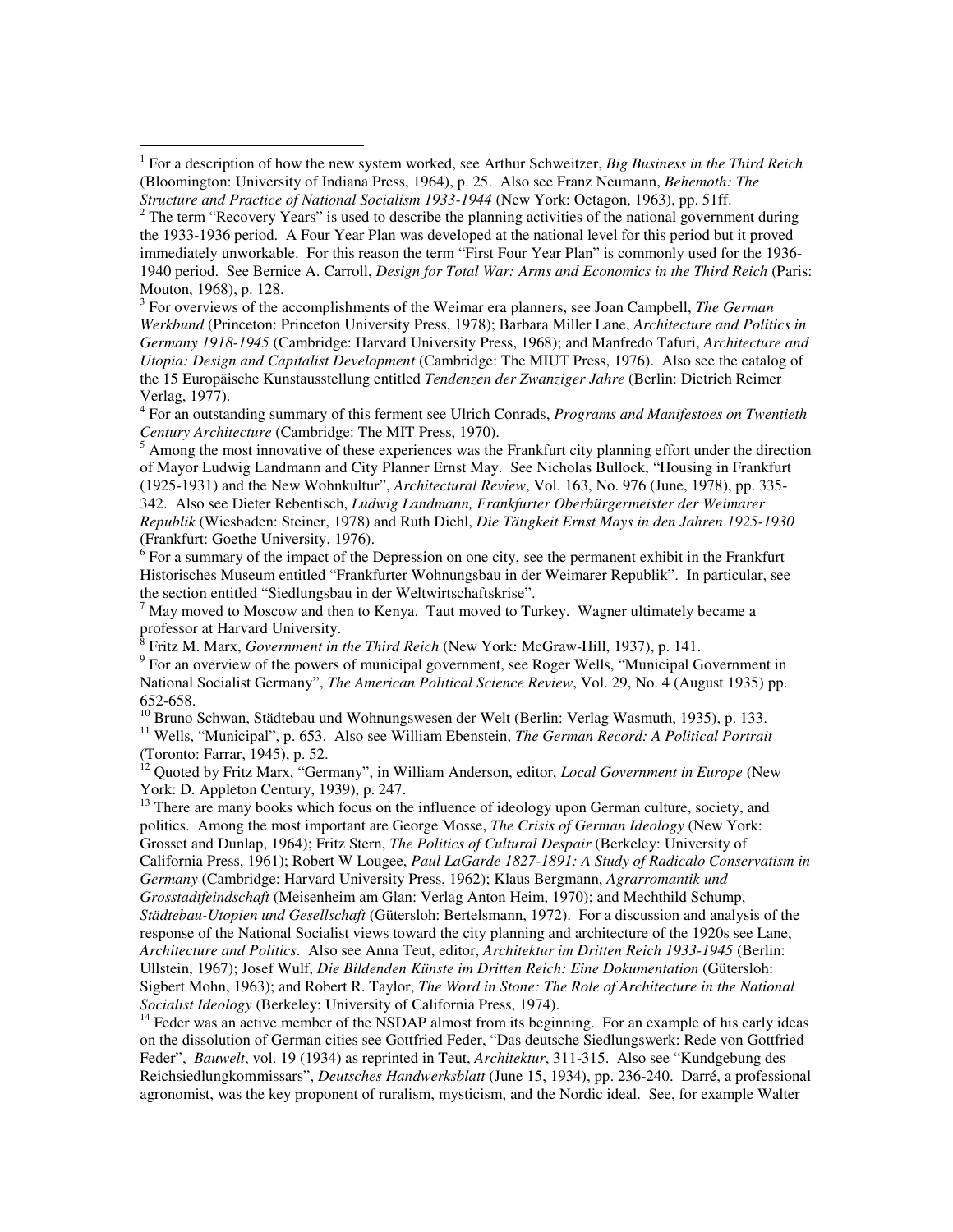[1] For a description of how the new system worked, see Arthur Schweitzer, *Big Business in the Third Reich* (Bloomington: University of Indiana Press, 1964), p. 25. Also see Franz Neumann, *Behemoth: The Structure and Practice of National Socialism 1933-1944* (New York: Octagon, 1963), pp. 51ff.

[2] The term "Recovery Years" is used to describe the planning activities of the national government during the 1933-1936 period. A Four Year Plan was developed at the national level for this period but it proved immediately unworkable. For this reason the term "First Four Year Plan" is commonly used for the 1936-1940 period. See Bernice A. Carroll, *Design for Total War: Arms and Economics in the Third Reich* (Paris: Mouton, 1968), p. 128.

[3] For overviews of the accomplishments of the Weimar era planners, see Joan Campbell, *The German Werkbund* (Princeton: Princeton University Press, 1978); Barbara Miller Lane, *Architecture and Politics in Germany 1918-1945* (Cambridge: Harvard University Press, 1968); and Manfredo Tafuri, *Architecture and Utopia: Design and Capitalist Development* (Cambridge: The MIUT Press, 1976). Also see the catalog of the 15 Europäische Kunstausstellung entitled *Tendenzen der Zwanziger Jahre* (Berlin: Dietrich Reimer Verlag, 1977).

[4] For an outstanding summary of this ferment see Ulrich Conrads, *Programs and Manifestoes on Twentieth Century Architecture* (Cambridge: The MIT Press, 1970).

[5] Among the most innovative of these experiences was the Frankfurt city planning effort under the direction of Mayor Ludwig Landmann and City Planner Ernst May. See Nicholas Bullock, "Housing in Frankfurt (1925-1931) and the New Wohnkultur", *Architectural Review*, Vol. 163, No. 976 (June, 1978), pp. 335-342. Also see Dieter Rebentisch, *Ludwig Landmann, Frankfurter Oberbürgermeister der Weimarer Republik* (Wiesbaden: Steiner, 1978) and Ruth Diehl, *Die Tätigkeit Ernst Mays in den Jahren 1925-1930* (Frankfurt: Goethe University, 1976).

[6] For a summary of the impact of the Depression on one city, see the permanent exhibit in the Frankfurt Historisches Museum entitled "Frankfurter Wohnungsbau in der Weimarer Republik". In particular, see the section entitled "Siedlungsbau in der Weltwirtschaftskrise".

[7] May moved to Moscow and then to Kenya. Taut moved to Turkey. Wagner ultimately became a professor at Harvard University.

[8] Fritz M. Marx, *Government in the Third Reich* (New York: McGraw-Hill, 1937), p. 141.

[9] For an overview of the powers of municipal government, see Roger Wells, "Municipal Government in National Socialist Germany", *The American Political Science Review*, Vol. 29, No. 4 (August 1935) pp. 652-658.

[10] Bruno Schwan, Städtebau und Wohnungswesen der Welt (Berlin: Verlag Wasmuth, 1935), p. 133.

[11] Wells, "Municipal", p. 653. Also see William Ebenstein, *The German Record: A Political Portrait* (Toronto: Farrar, 1945), p. 52.

[12] Quoted by Fritz Marx, "Germany", in William Anderson, editor, *Local Government in Europe* (New York: D. Appleton Century, 1939), p. 247.

[13] There are many books which focus on the influence of ideology upon German culture, society, and politics. Among the most important are George Mosse, *The Crisis of German Ideology* (New York: Grosset and Dunlap, 1964); Fritz Stern, *The Politics of Cultural Despair* (Berkeley: University of California Press, 1961); Robert W Lougee, *Paul LaGarde 1827-1891: A Study of Radicalo Conservatism in Germany* (Cambridge: Harvard University Press, 1962); Klaus Bergmann, *Agrarromantik und Grosstadtfeindschaft* (Meisenheim am Glan: Verlag Anton Heim, 1970); and Mechthild Schump, *Städtebau-Utopien und Gesellschaft* (Gütersloh: Bertelsmann, 1972). For a discussion and analysis of the response of the National Socialist views toward the city planning and architecture of the 1920s see Lane, *Architecture and Politics*. Also see Anna Teut, editor, *Architektur im Dritten Reich 1933-1945* (Berlin: Ullstein, 1967); Josef Wulf, *Die Bildenden Künste im Dritten Reich: Eine Dokumentation* (Gütersloh: Sigbert Mohn, 1963); and Robert R. Taylor, *The Word in Stone: The Role of Architecture in the National Socialist Ideology* (Berkeley: University of California Press, 1974).

[14] Feder was an active member of the NSDAP almost from its beginning. For an example of his early ideas on the dissolution of German cities see Gottfried Feder, "Das deutsche Siedlungswerk: Rede von Gottfried Feder", *Bauwelt*, vol. 19 (1934) as reprinted in Teut, *Architektur*, 311-315. Also see "Kundgebung des Reichsiedlungkommissars", *Deutsches Handwerksblatt* (June 15, 1934), pp. 236-240. Darré, a professional agronomist, was the key proponent of ruralism, mysticism, and the Nordic ideal. See, for example Walter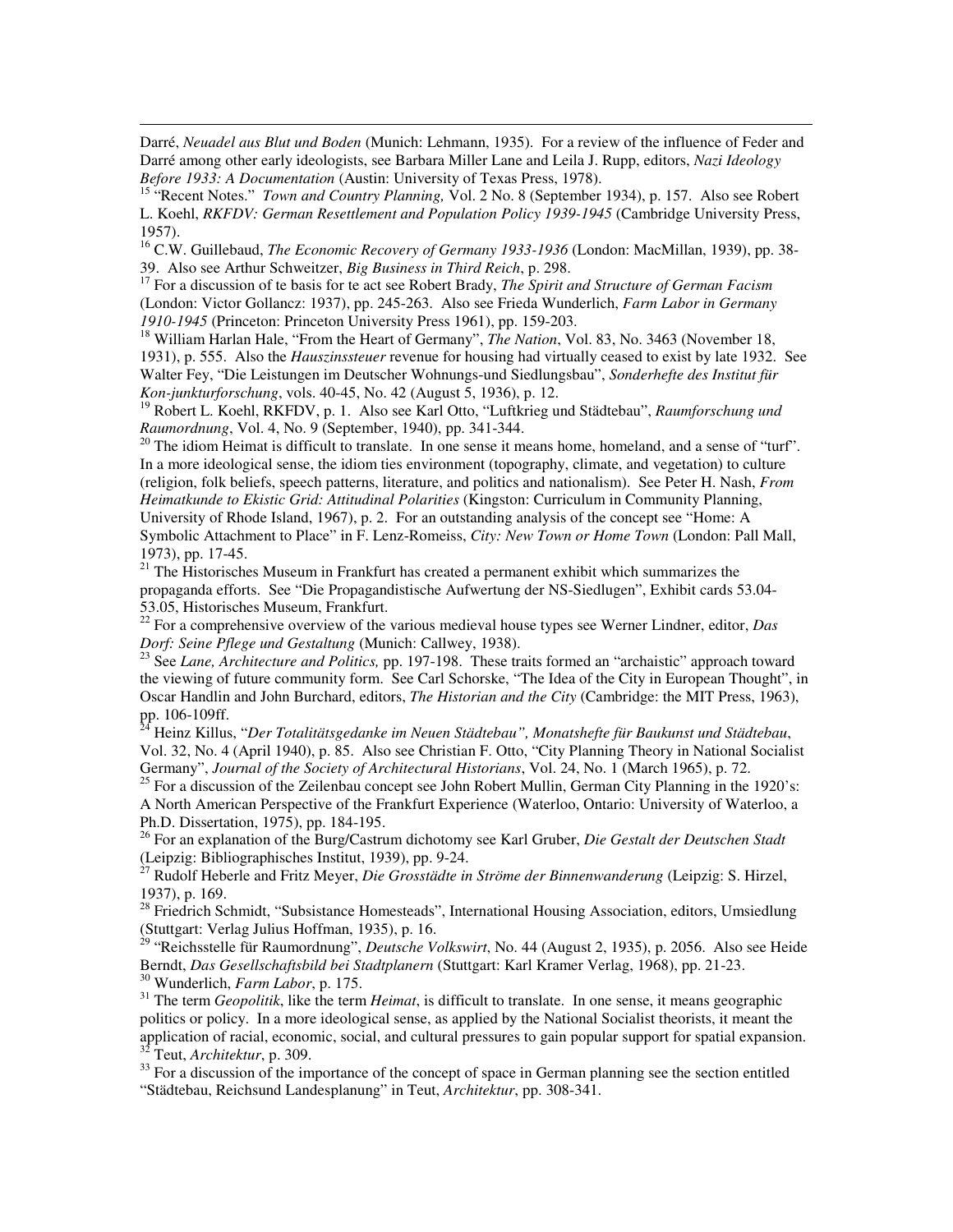Darré, *Neuadel aus Blut und Boden* (Munich: Lehmann, 1935). For a review of the influence of Feder and Darré among other early ideologists, see Barbara Miller Lane and Leila J. Rupp, editors, *Nazi Ideology Before 1933: A Documentation* (Austin: University of Texas Press, 1978).

[15] "Recent Notes." *Town and Country Planning,* Vol. 2 No. 8 (September 1934), p. 157. Also see Robert L. Koehl, *RKFDV: German Resettlement and Population Policy 1939-1945* (Cambridge University Press, 1957).

[16] C.W. Guillebaud, *The Economic Recovery of Germany 1933-1936* (London: MacMillan, 1939), pp. 38-39. Also see Arthur Schweitzer, *Big Business in Third Reich*, p. 298.

[17] For a discussion of te basis for te act see Robert Brady, *The Spirit and Structure of German Facism* (London: Victor Gollancz: 1937), pp. 245-263. Also see Frieda Wunderlich, *Farm Labor in Germany 1910-1945* (Princeton: Princeton University Press 1961), pp. 159-203.

[18] William Harlan Hale, "From the Heart of Germany", *The Nation*, Vol. 83, No. 3463 (November 18, 1931), p. 555. Also the *Hauszinssteuer* revenue for housing had virtually ceased to exist by late 1932. See Walter Fey, "Die Leistungen im Deutscher Wohnungs-und Siedlungsbau", *Sonderhefte des Institut für Kon-junkturforschung*, vols. 40-45, No. 42 (August 5, 1936), p. 12.

[19] Robert L. Koehl, RKFDV, p. 1. Also see Karl Otto, "Luftkrieg und Städtebau", *Raumforschung und Raumordnung*, Vol. 4, No. 9 (September, 1940), pp. 341-344.

[20] The idiom Heimat is difficult to translate. In one sense it means home, homeland, and a sense of "turf". In a more ideological sense, the idiom ties environment (topography, climate, and vegetation) to culture (religion, folk beliefs, speech patterns, literature, and politics and nationalism). See Peter H. Nash, *From Heimatkunde to Ekistic Grid: Attitudinal Polarities* (Kingston: Curriculum in Community Planning, University of Rhode Island, 1967), p. 2. For an outstanding analysis of the concept see "Home: A Symbolic Attachment to Place" in F. Lenz-Romeiss, *City: New Town or Home Town* (London: Pall Mall, 1973), pp. 17-45.

[21] The Historisches Museum in Frankfurt has created a permanent exhibit which summarizes the propaganda efforts. See "Die Propagandistische Aufwertung der NS-Siedlugen", Exhibit cards 53.04-53.05, Historisches Museum, Frankfurt.

[22] For a comprehensive overview of the various medieval house types see Werner Lindner, editor, *Das Dorf: Seine Pflege und Gestaltung* (Munich: Callwey, 1938).

[23] See *Lane, Architecture and Politics,* pp. 197-198. These traits formed an "archaistic" approach toward the viewing of future community form. See Carl Schorske, "The Idea of the City in European Thought", in Oscar Handlin and John Burchard, editors, *The Historian and the City* (Cambridge: the MIT Press, 1963), pp. 106-109ff.

[24] Heinz Killus, "*Der Totalitätsgedanke im Neuen Städtebau", Monatshefte für Baukunst und Städtebau*, Vol. 32, No. 4 (April 1940), p. 85. Also see Christian F. Otto, "City Planning Theory in National Socialist Germany", *Journal of the Society of Architectural Historians*, Vol. 24, No. 1 (March 1965), p. 72.

[25] For a discussion of the Zeilenbau concept see John Robert Mullin, German City Planning in the 1920's: A North American Perspective of the Frankfurt Experience (Waterloo, Ontario: University of Waterloo, a Ph.D. Dissertation, 1975), pp. 184-195.

[26] For an explanation of the Burg/Castrum dichotomy see Karl Gruber, *Die Gestalt der Deutschen Stadt* (Leipzig: Bibliographisches Institut, 1939), pp. 9-24.

[27] Rudolf Heberle and Fritz Meyer, *Die Grosstädte in Ströme der Binnenwanderung* (Leipzig: S. Hirzel, 1937), p. 169.

[28] Friedrich Schmidt, "Subsistance Homesteads", International Housing Association, editors, Umsiedlung (Stuttgart: Verlag Julius Hoffman, 1935), p. 16.

[29] "Reichsstelle für Raumordnung", *Deutsche Volkswirt*, No. 44 (August 2, 1935), p. 2056. Also see Heide Berndt, *Das Gesellschaftsbild bei Stadtplanern* (Stuttgart: Karl Kramer Verlag, 1968), pp. 21-23.

[30] Wunderlich, *Farm Labor*, p. 175.

[31] The term *Geopolitik*, like the term *Heimat*, is difficult to translate. In one sense, it means geographic politics or policy. In a more ideological sense, as applied by the National Socialist theorists, it meant the application of racial, economic, social, and cultural pressures to gain popular support for spatial expansion.

[32] Teut, *Architektur*, p. 309.

[33] For a discussion of the importance of the concept of space in German planning see the section entitled "Städtebau, Reichsund Landesplanung" in Teut, *Architektur*, pp. 308-341.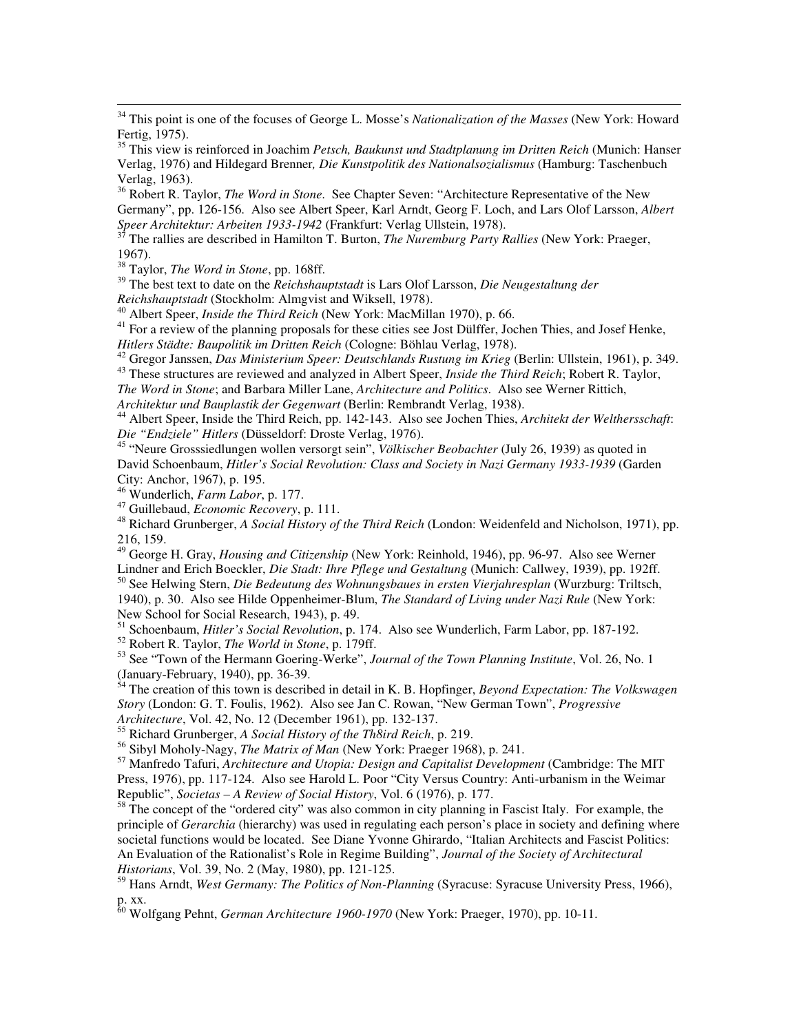[34] This point is one of the focuses of George L. Mosse's *Nationalization of the Masses* (New York: Howard Fertig, 1975).

[35] This view is reinforced in Joachim *Petsch, Baukunst und Stadtplanung im Dritten Reich* (Munich: Hanser Verlag, 1976) and Hildegard Brenner*, Die Kunstpolitik des Nationalsozialismus* (Hamburg: Taschenbuch Verlag, 1963).

[36] Robert R. Taylor, *The Word in Stone*. See Chapter Seven: "Architecture Representative of the New Germany", pp. 126-156. Also see Albert Speer, Karl Arndt, Georg F. Loch, and Lars Olof Larsson, *Albert Speer Architektur: Arbeiten 1933-1942* (Frankfurt: Verlag Ullstein, 1978).

[37] The rallies are described in Hamilton T. Burton, *The Nuremburg Party Rallies* (New York: Praeger, 1967).

[38] Taylor, *The Word in Stone*, pp. 168ff.

[39] The best text to date on the *Reichshauptstadt* is Lars Olof Larsson, *Die Neugestaltung der Reichshauptstadt* (Stockholm: Almgvist and Wiksell, 1978).

[40] Albert Speer, *Inside the Third Reich* (New York: MacMillan 1970), p. 66.

[41] For a review of the planning proposals for these cities see Jost Dülffer, Jochen Thies, and Josef Henke, *Hitlers Städte: Baupolitik im Dritten Reich* (Cologne: Böhlau Verlag, 1978).

[42] Gregor Janssen, *Das Ministerium Speer: Deutschlands Rustung im Krieg* (Berlin: Ullstein, 1961), p. 349.

[43] These structures are reviewed and analyzed in Albert Speer, *Inside the Third Reich*; Robert R. Taylor, *The Word in Stone*; and Barbara Miller Lane, *Architecture and Politics*. Also see Werner Rittich, *Architektur und Bauplastik der Gegenwart* (Berlin: Rembrandt Verlag, 1938).

[44] Albert Speer, Inside the Third Reich, pp. 142-143. Also see Jochen Thies, *Architekt der Weltherrschaft*: *Die "Endziele" Hitlers* (Düsseldorf: Droste Verlag, 1976).

[45] "Neure Grosssiedlungen wollen versorgt sein", *Völkischer Beobachter* (July 26, 1939) as quoted in David Schoenbaum, *Hitler's Social Revolution: Class and Society in Nazi Germany 1933-1939* (Garden City: Anchor, 1967), p. 195.

[46] Wunderlich, *Farm Labor*, p. 177.

[47] Guillebaud, *Economic Recovery*, p. 111.

[48] Richard Grunberger, *A Social History of the Third Reich* (London: Weidenfeld and Nicholson, 1971), pp. 216, 159.

[49] George H. Gray, *Housing and Citizenship* (New York: Reinhold, 1946), pp. 96-97. Also see Werner Lindner and Erich Boeckler, *Die Stadt: Ihre Pflege und Gestaltung* (Munich: Callwey, 1939), pp. 192ff.

[50] See Helwing Stern, *Die Bedeutung des Wohnungsbaues in ersten Vierjahresplan* (Wurzburg: Triltsch, 1940), p. 30. Also see Hilde Oppenheimer-Blum, *The Standard of Living under Nazi Rule* (New York: New School for Social Research, 1943), p. 49.

[51] Schoenbaum, *Hitler's Social Revolution*, p. 174. Also see Wunderlich, Farm Labor, pp. 187-192.

[52] Robert R. Taylor, *The World in Stone*, p. 179ff.

[53] See "Town of the Hermann Goering-Werke", *Journal of the Town Planning Institute*, Vol. 26, No. 1 (January-February, 1940), pp. 36-39.

[54] The creation of this town is described in detail in K. B. Hopfinger, *Beyond Expectation: The Volkswagen Story* (London: G. T. Foulis, 1962). Also see Jan C. Rowan, "New German Town", *Progressive Architecture*, Vol. 42, No. 12 (December 1961), pp. 132-137.

[55] Richard Grunberger, *A Social History of the Th8ird Reich*, p. 219.

[56] Sibyl Moholy-Nagy, *The Matrix of Man* (New York: Praeger 1968), p. 241.

[57] Manfredo Tafuri, *Architecture and Utopia: Design and Capitalist Development* (Cambridge: The MIT Press, 1976), pp. 117-124. Also see Harold L. Poor "City Versus Country: Anti-urbanism in the Weimar Republic", *Societas – A Review of Social History*, Vol. 6 (1976), p. 177.

[58] The concept of the "ordered city" was also common in city planning in Fascist Italy. For example, the principle of *Gerarchia* (hierarchy) was used in regulating each person's place in society and defining where societal functions would be located. See Diane Yvonne Ghirardo, "Italian Architects and Fascist Politics: An Evaluation of the Rationalist's Role in Regime Building", *Journal of the Society of Architectural Historians*, Vol. 39, No. 2 (May, 1980), pp. 121-125.

[59] Hans Arndt, *West Germany: The Politics of Non-Planning* (Syracuse: Syracuse University Press, 1966), p. xx.

[60] Wolfgang Pehnt, *German Architecture 1960-1970* (New York: Praeger, 1970), pp. 10-11.